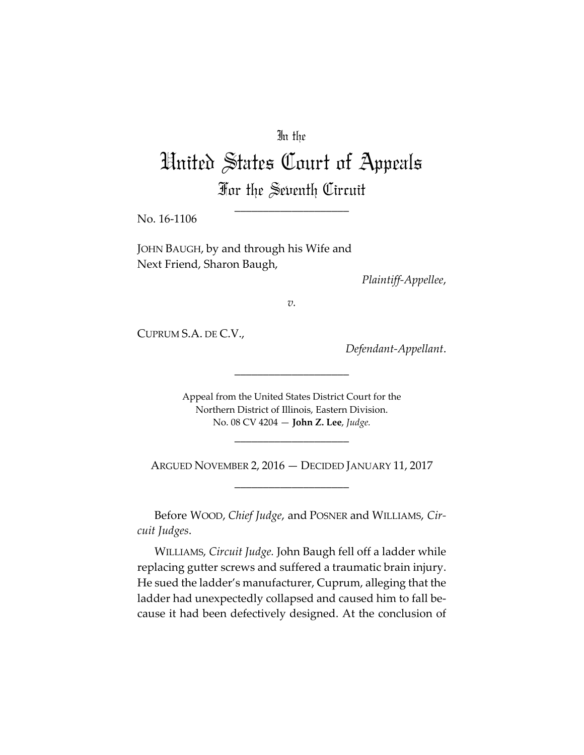In the

# United States Court of Appeals

## For the Seventh Circuit

____________________

No. 16-1106

JOHN BAUGH, by and through his Wife and Next Friend, Sharon Baugh,

*Plaintiff-Appellee*,

*v.*

CUPRUM S.A. DE C.V.,

*Defendant-Appellant*.

____________________

Appeal from the United States District Court for the Northern District of Illinois, Eastern Division.
No. 08 CV 4204 — **John Z. Lee**, *Judge.*

____________________

ARGUED NOVEMBER 2, 2016 — DECIDED JANUARY 11, 2017

____________________

Before WOOD, *Chief Judge*, and POSNER and WILLIAMS, *Circuit Judges*.

WILLIAMS, *Circuit Judge.* John Baugh fell off a ladder while replacing gutter screws and suffered a traumatic brain injury. He sued the ladder's manufacturer, Cuprum, alleging that the ladder had unexpectedly collapsed and caused him to fall because it had been defectively designed. At the conclusion of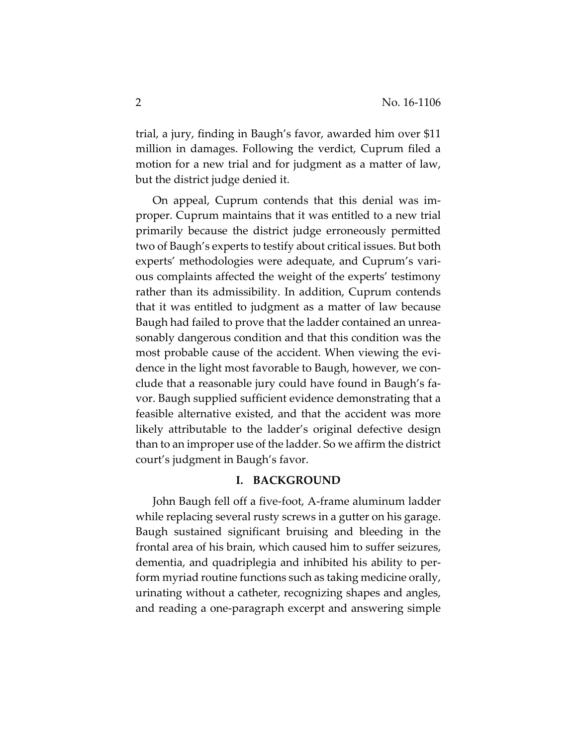trial, a jury, finding in Baugh's favor, awarded him over $11 million in damages. Following the verdict, Cuprum filed a motion for a new trial and for judgment as a matter of law, but the district judge denied it.

On appeal, Cuprum contends that this denial was improper. Cuprum maintains that it was entitled to a new trial primarily because the district judge erroneously permitted two of Baugh's experts to testify about critical issues. But both experts' methodologies were adequate, and Cuprum's various complaints affected the weight of the experts' testimony rather than its admissibility. In addition, Cuprum contends that it was entitled to judgment as a matter of law because Baugh had failed to prove that the ladder contained an unreasonably dangerous condition and that this condition was the most probable cause of the accident. When viewing the evidence in the light most favorable to Baugh, however, we conclude that a reasonable jury could have found in Baugh's favor. Baugh supplied sufficient evidence demonstrating that a feasible alternative existed, and that the accident was more likely attributable to the ladder's original defective design than to an improper use of the ladder. So we affirm the district court's judgment in Baugh's favor.

## I. BACKGROUND

John Baugh fell off a five-foot, A-frame aluminum ladder while replacing several rusty screws in a gutter on his garage. Baugh sustained significant bruising and bleeding in the frontal area of his brain, which caused him to suffer seizures, dementia, and quadriplegia and inhibited his ability to perform myriad routine functions such as taking medicine orally, urinating without a catheter, recognizing shapes and angles, and reading a one-paragraph excerpt and answering simple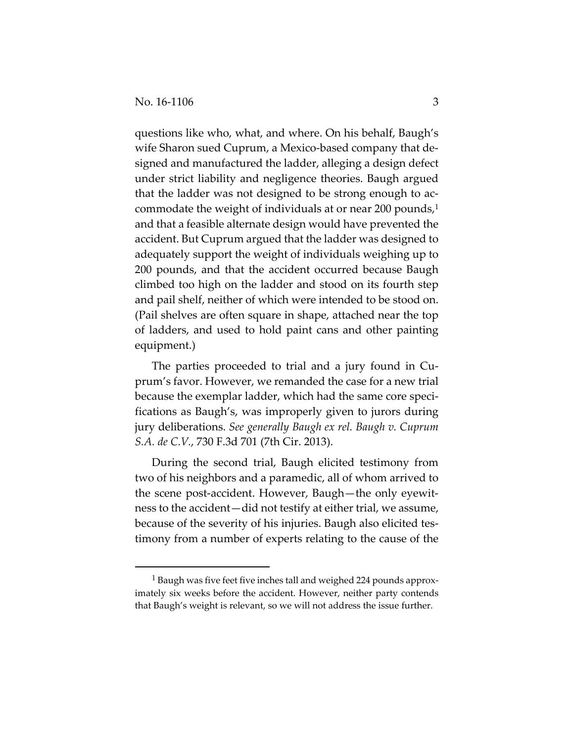questions like who, what, and where. On his behalf, Baugh's wife Sharon sued Cuprum, a Mexico-based company that designed and manufactured the ladder, alleging a design defect under strict liability and negligence theories. Baugh argued that the ladder was not designed to be strong enough to accommodate the weight of individuals at or near 200 pounds,[1] and that a feasible alternate design would have prevented the accident. But Cuprum argued that the ladder was designed to adequately support the weight of individuals weighing up to 200 pounds, and that the accident occurred because Baugh climbed too high on the ladder and stood on its fourth step and pail shelf, neither of which were intended to be stood on. (Pail shelves are often square in shape, attached near the top of ladders, and used to hold paint cans and other painting equipment.)

The parties proceeded to trial and a jury found in Cuprum's favor. However, we remanded the case for a new trial because the exemplar ladder, which had the same core specifications as Baugh's, was improperly given to jurors during jury deliberations. *See generally Baugh ex rel. Baugh v. Cuprum S.A. de C.V.*, 730 F.3d 701 (7th Cir. 2013).

During the second trial, Baugh elicited testimony from two of his neighbors and a paramedic, all of whom arrived to the scene post-accident. However, Baugh—the only eyewitness to the accident—did not testify at either trial, we assume, because of the severity of his injuries. Baugh also elicited testimony from a number of experts relating to the cause of the

---

[1] Baugh was five feet five inches tall and weighed 224 pounds approximately six weeks before the accident. However, neither party contends that Baugh's weight is relevant, so we will not address the issue further.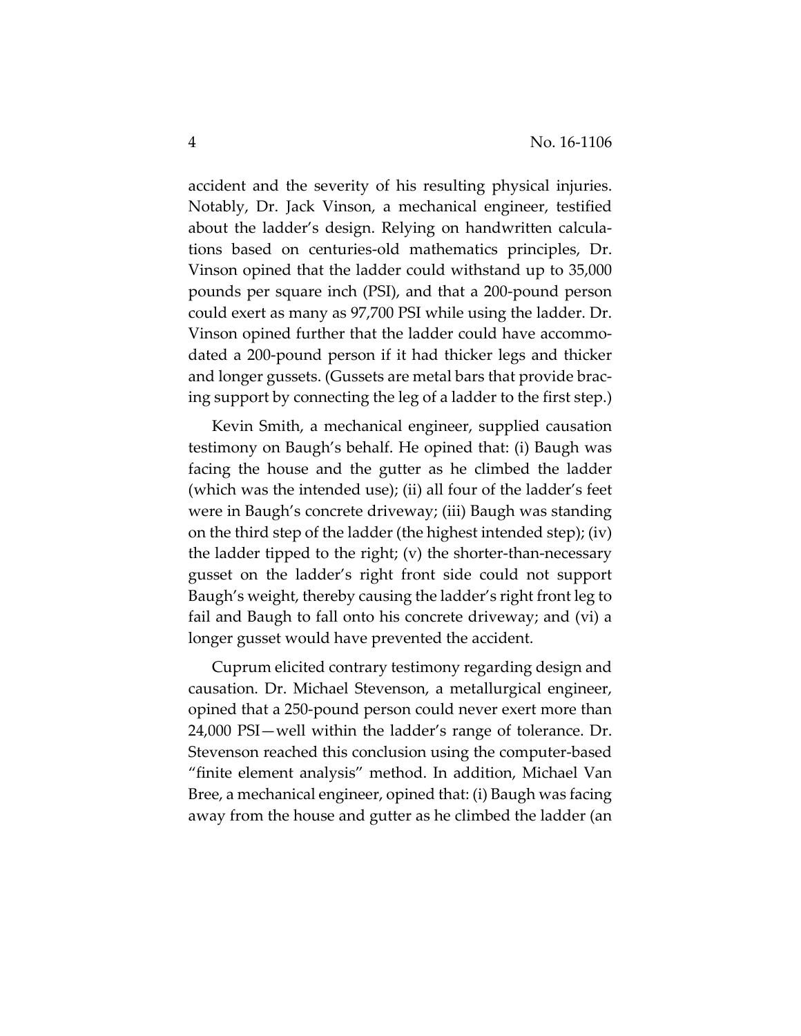accident and the severity of his resulting physical injuries. Notably, Dr. Jack Vinson, a mechanical engineer, testified about the ladder's design. Relying on handwritten calculations based on centuries-old mathematics principles, Dr. Vinson opined that the ladder could withstand up to 35,000 pounds per square inch (PSI), and that a 200-pound person could exert as many as 97,700 PSI while using the ladder. Dr. Vinson opined further that the ladder could have accommodated a 200-pound person if it had thicker legs and thicker and longer gussets. (Gussets are metal bars that provide bracing support by connecting the leg of a ladder to the first step.)

Kevin Smith, a mechanical engineer, supplied causation testimony on Baugh's behalf. He opined that: (i) Baugh was facing the house and the gutter as he climbed the ladder (which was the intended use); (ii) all four of the ladder's feet were in Baugh's concrete driveway; (iii) Baugh was standing on the third step of the ladder (the highest intended step); (iv) the ladder tipped to the right; (v) the shorter-than-necessary gusset on the ladder's right front side could not support Baugh's weight, thereby causing the ladder's right front leg to fail and Baugh to fall onto his concrete driveway; and (vi) a longer gusset would have prevented the accident.

Cuprum elicited contrary testimony regarding design and causation. Dr. Michael Stevenson, a metallurgical engineer, opined that a 250-pound person could never exert more than 24,000 PSI—well within the ladder's range of tolerance. Dr. Stevenson reached this conclusion using the computer-based "finite element analysis" method. In addition, Michael Van Bree, a mechanical engineer, opined that: (i) Baugh was facing away from the house and gutter as he climbed the ladder (an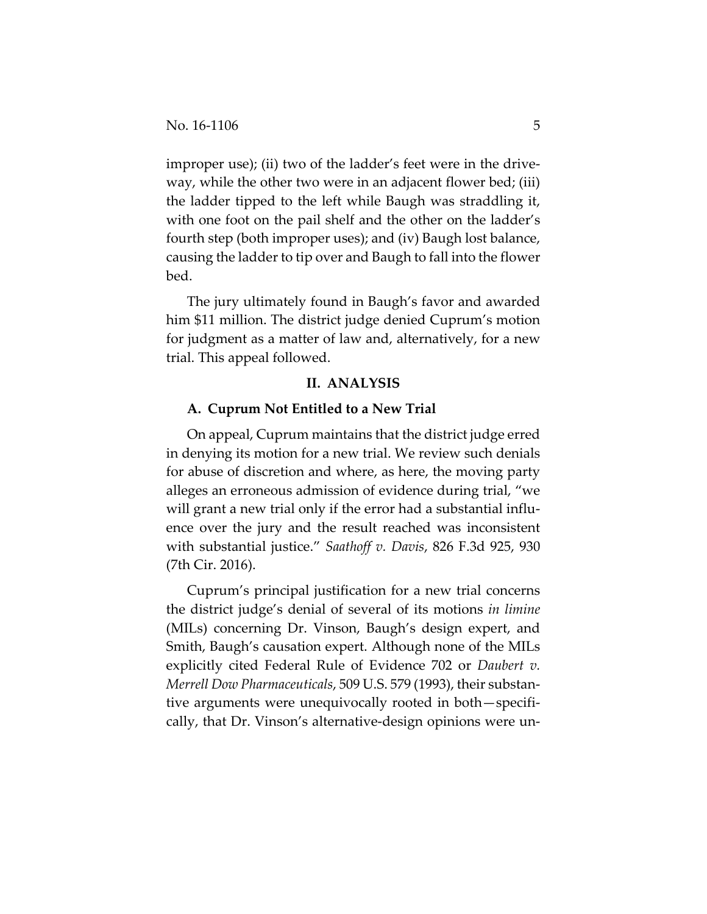improper use); (ii) two of the ladder's feet were in the driveway, while the other two were in an adjacent flower bed; (iii) the ladder tipped to the left while Baugh was straddling it, with one foot on the pail shelf and the other on the ladder's fourth step (both improper uses); and (iv) Baugh lost balance, causing the ladder to tip over and Baugh to fall into the flower bed.

The jury ultimately found in Baugh's favor and awarded him $11 million. The district judge denied Cuprum's motion for judgment as a matter of law and, alternatively, for a new trial. This appeal followed.

## II. ANALYSIS

### A. Cuprum Not Entitled to a New Trial

On appeal, Cuprum maintains that the district judge erred in denying its motion for a new trial. We review such denials for abuse of discretion and where, as here, the moving party alleges an erroneous admission of evidence during trial, "we will grant a new trial only if the error had a substantial influence over the jury and the result reached was inconsistent with substantial justice." *Saathoff v. Davis*, 826 F.3d 925, 930 (7th Cir. 2016).

Cuprum's principal justification for a new trial concerns the district judge's denial of several of its motions *in limine* (MILs) concerning Dr. Vinson, Baugh's design expert, and Smith, Baugh's causation expert. Although none of the MILs explicitly cited Federal Rule of Evidence 702 or *Daubert v. Merrell Dow Pharmaceuticals*, 509 U.S. 579 (1993), their substantive arguments were unequivocally rooted in both—specifically, that Dr. Vinson's alternative-design opinions were un-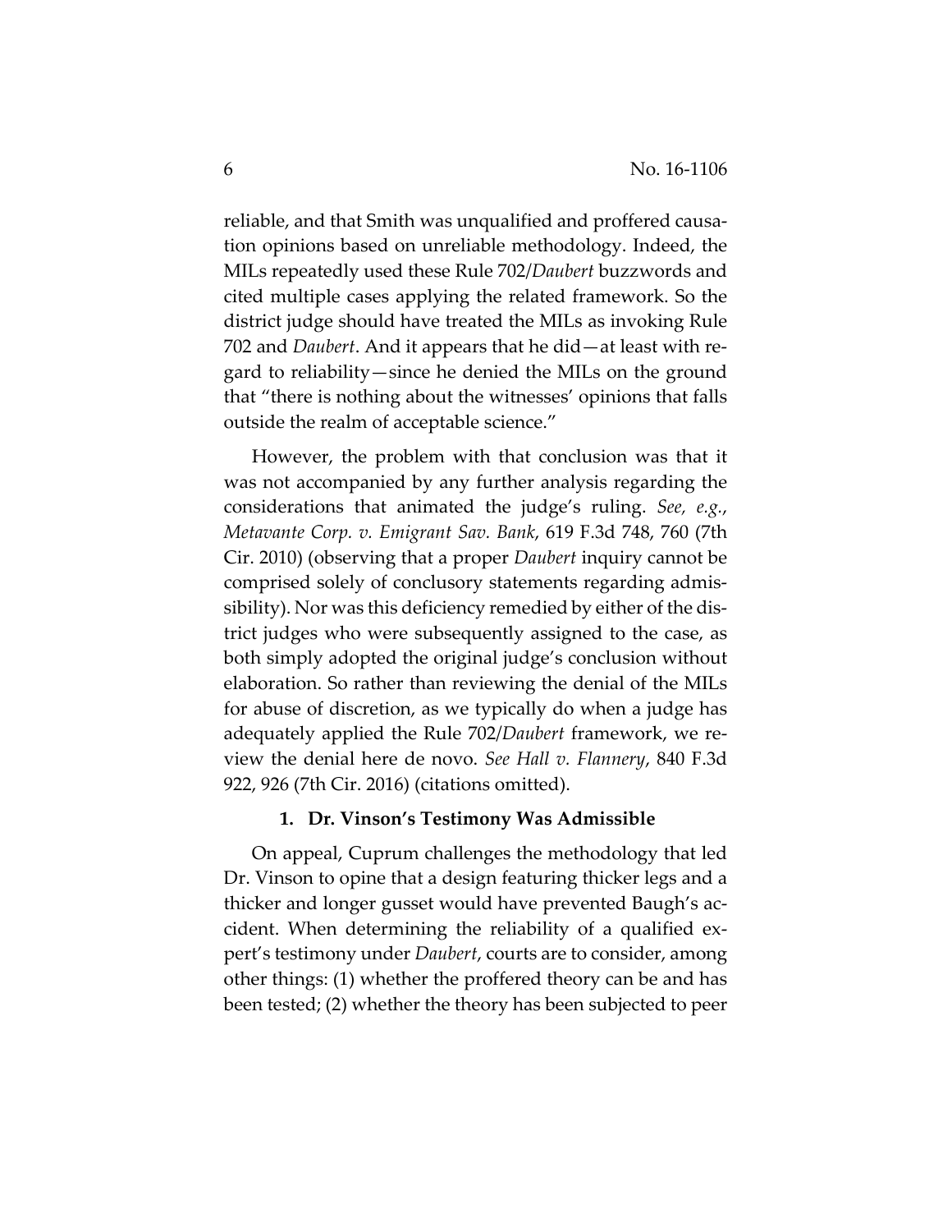reliable, and that Smith was unqualified and proffered causation opinions based on unreliable methodology. Indeed, the MILs repeatedly used these Rule 702/*Daubert* buzzwords and cited multiple cases applying the related framework. So the district judge should have treated the MILs as invoking Rule 702 and *Daubert*. And it appears that he did—at least with regard to reliability—since he denied the MILs on the ground that "there is nothing about the witnesses' opinions that falls outside the realm of acceptable science."

However, the problem with that conclusion was that it was not accompanied by any further analysis regarding the considerations that animated the judge's ruling. *See, e.g.*, *Metavante Corp. v. Emigrant Sav. Bank*, 619 F.3d 748, 760 (7th Cir. 2010) (observing that a proper *Daubert* inquiry cannot be comprised solely of conclusory statements regarding admissibility). Nor was this deficiency remedied by either of the district judges who were subsequently assigned to the case, as both simply adopted the original judge's conclusion without elaboration. So rather than reviewing the denial of the MILs for abuse of discretion, as we typically do when a judge has adequately applied the Rule 702/*Daubert* framework, we review the denial here de novo. *See Hall v. Flannery*, 840 F.3d 922, 926 (7th Cir. 2016) (citations omitted).

**1. Dr. Vinson's Testimony Was Admissible**

On appeal, Cuprum challenges the methodology that led Dr. Vinson to opine that a design featuring thicker legs and a thicker and longer gusset would have prevented Baugh's accident. When determining the reliability of a qualified expert's testimony under *Daubert*, courts are to consider, among other things: (1) whether the proffered theory can be and has been tested; (2) whether the theory has been subjected to peer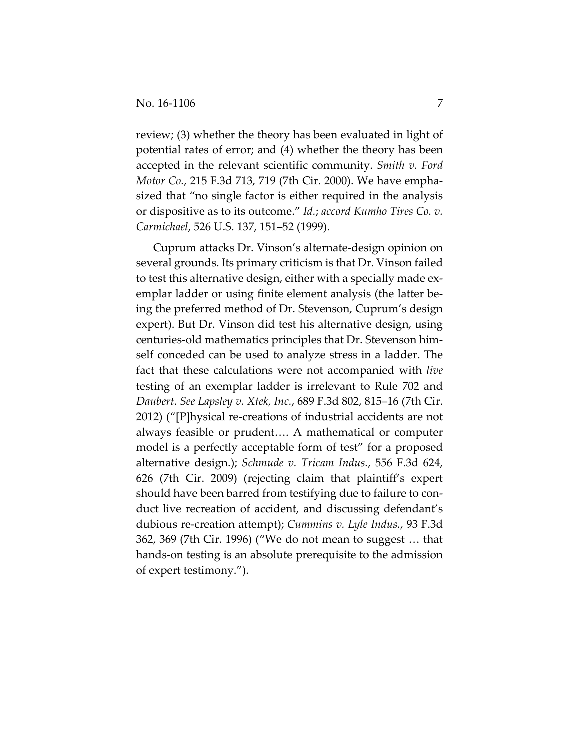review; (3) whether the theory has been evaluated in light of potential rates of error; and (4) whether the theory has been accepted in the relevant scientific community. *Smith v. Ford Motor Co.*, 215 F.3d 713, 719 (7th Cir. 2000). We have emphasized that "no single factor is either required in the analysis or dispositive as to its outcome." *Id.*; *accord Kumho Tires Co. v. Carmichael*, 526 U.S. 137, 151–52 (1999).

Cuprum attacks Dr. Vinson's alternate-design opinion on several grounds. Its primary criticism is that Dr. Vinson failed to test this alternative design, either with a specially made exemplar ladder or using finite element analysis (the latter being the preferred method of Dr. Stevenson, Cuprum's design expert). But Dr. Vinson did test his alternative design, using centuries-old mathematics principles that Dr. Stevenson himself conceded can be used to analyze stress in a ladder. The fact that these calculations were not accompanied with *live* testing of an exemplar ladder is irrelevant to Rule 702 and *Daubert*. *See Lapsley v. Xtek, Inc.*, 689 F.3d 802, 815–16 (7th Cir. 2012) ("[P]hysical re-creations of industrial accidents are not always feasible or prudent…. A mathematical or computer model is a perfectly acceptable form of test" for a proposed alternative design.); *Schmude v. Tricam Indus.*, 556 F.3d 624, 626 (7th Cir. 2009) (rejecting claim that plaintiff's expert should have been barred from testifying due to failure to conduct live recreation of accident, and discussing defendant's dubious re-creation attempt); *Cummins v. Lyle Indus.*, 93 F.3d 362, 369 (7th Cir. 1996) ("We do not mean to suggest … that hands-on testing is an absolute prerequisite to the admission of expert testimony.").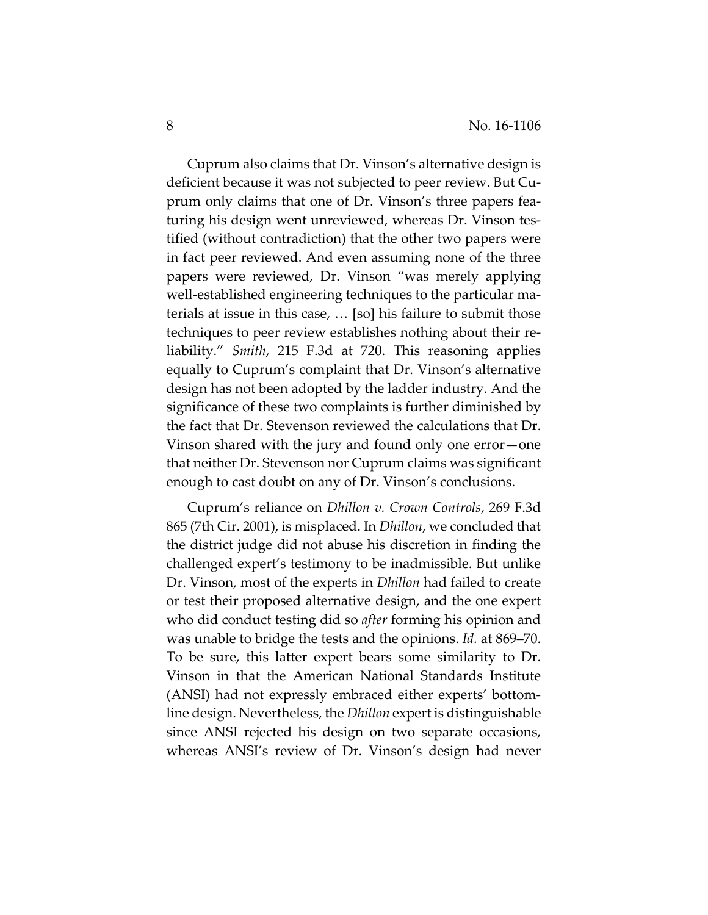Cuprum also claims that Dr. Vinson's alternative design is deficient because it was not subjected to peer review. But Cuprum only claims that one of Dr. Vinson's three papers featuring his design went unreviewed, whereas Dr. Vinson testified (without contradiction) that the other two papers were in fact peer reviewed. And even assuming none of the three papers were reviewed, Dr. Vinson "was merely applying well-established engineering techniques to the particular materials at issue in this case, … [so] his failure to submit those techniques to peer review establishes nothing about their reliability." *Smith*, 215 F.3d at 720. This reasoning applies equally to Cuprum's complaint that Dr. Vinson's alternative design has not been adopted by the ladder industry. And the significance of these two complaints is further diminished by the fact that Dr. Stevenson reviewed the calculations that Dr. Vinson shared with the jury and found only one error—one that neither Dr. Stevenson nor Cuprum claims was significant enough to cast doubt on any of Dr. Vinson's conclusions.

Cuprum's reliance on *Dhillon v. Crown Controls*, 269 F.3d 865 (7th Cir. 2001), is misplaced. In *Dhillon*, we concluded that the district judge did not abuse his discretion in finding the challenged expert's testimony to be inadmissible. But unlike Dr. Vinson, most of the experts in *Dhillon* had failed to create or test their proposed alternative design, and the one expert who did conduct testing did so *after* forming his opinion and was unable to bridge the tests and the opinions. *Id.* at 869–70. To be sure, this latter expert bears some similarity to Dr. Vinson in that the American National Standards Institute (ANSI) had not expressly embraced either experts' bottom-line design. Nevertheless, the *Dhillon* expert is distinguishable since ANSI rejected his design on two separate occasions, whereas ANSI's review of Dr. Vinson's design had never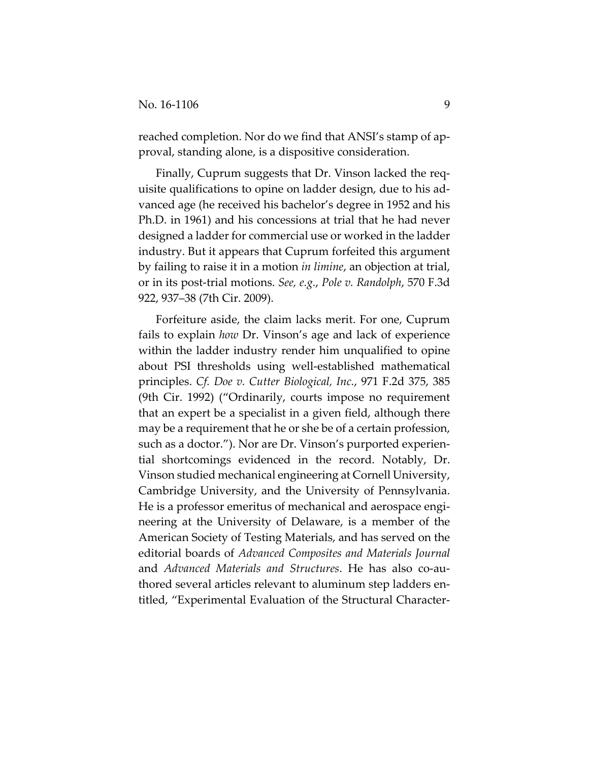reached completion. Nor do we find that ANSI's stamp of approval, standing alone, is a dispositive consideration.

Finally, Cuprum suggests that Dr. Vinson lacked the requisite qualifications to opine on ladder design, due to his advanced age (he received his bachelor's degree in 1952 and his Ph.D. in 1961) and his concessions at trial that he had never designed a ladder for commercial use or worked in the ladder industry. But it appears that Cuprum forfeited this argument by failing to raise it in a motion *in limine*, an objection at trial, or in its post-trial motions. *See, e.g.*, *Pole v. Randolph*, 570 F.3d 922, 937–38 (7th Cir. 2009).

Forfeiture aside, the claim lacks merit. For one, Cuprum fails to explain *how* Dr. Vinson's age and lack of experience within the ladder industry render him unqualified to opine about PSI thresholds using well-established mathematical principles. *Cf. Doe v. Cutter Biological, Inc.*, 971 F.2d 375, 385 (9th Cir. 1992) ("Ordinarily, courts impose no requirement that an expert be a specialist in a given field, although there may be a requirement that he or she be of a certain profession, such as a doctor."). Nor are Dr. Vinson's purported experiential shortcomings evidenced in the record. Notably, Dr. Vinson studied mechanical engineering at Cornell University, Cambridge University, and the University of Pennsylvania. He is a professor emeritus of mechanical and aerospace engineering at the University of Delaware, is a member of the American Society of Testing Materials, and has served on the editorial boards of *Advanced Composites and Materials Journal* and *Advanced Materials and Structures*. He has also co-authored several articles relevant to aluminum step ladders entitled, "Experimental Evaluation of the Structural Character-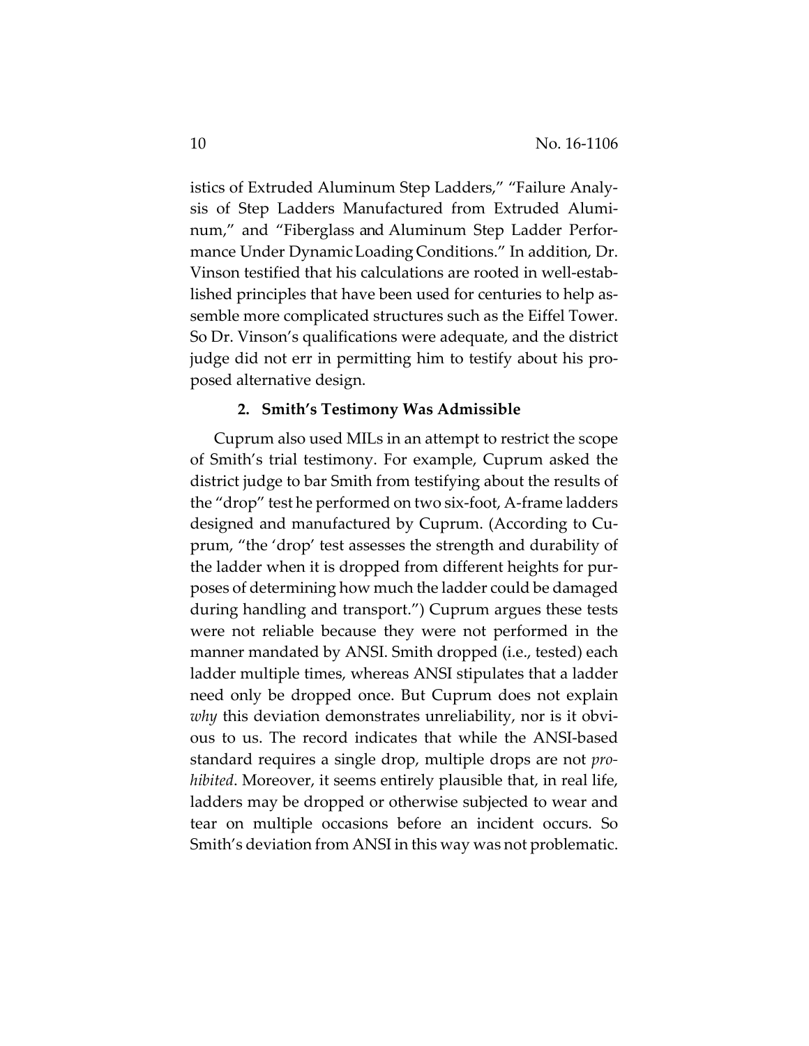istics of Extruded Aluminum Step Ladders," "Failure Analysis of Step Ladders Manufactured from Extruded Aluminum," and "Fiberglass and Aluminum Step Ladder Performance Under Dynamic Loading Conditions." In addition, Dr. Vinson testified that his calculations are rooted in well-established principles that have been used for centuries to help assemble more complicated structures such as the Eiffel Tower. So Dr. Vinson's qualifications were adequate, and the district judge did not err in permitting him to testify about his proposed alternative design.

### 2. Smith's Testimony Was Admissible

Cuprum also used MILs in an attempt to restrict the scope of Smith's trial testimony. For example, Cuprum asked the district judge to bar Smith from testifying about the results of the "drop" test he performed on two six-foot, A-frame ladders designed and manufactured by Cuprum. (According to Cuprum, "the 'drop' test assesses the strength and durability of the ladder when it is dropped from different heights for purposes of determining how much the ladder could be damaged during handling and transport.") Cuprum argues these tests were not reliable because they were not performed in the manner mandated by ANSI. Smith dropped (i.e., tested) each ladder multiple times, whereas ANSI stipulates that a ladder need only be dropped once. But Cuprum does not explain *why* this deviation demonstrates unreliability, nor is it obvious to us. The record indicates that while the ANSI-based standard requires a single drop, multiple drops are not *prohibited*. Moreover, it seems entirely plausible that, in real life, ladders may be dropped or otherwise subjected to wear and tear on multiple occasions before an incident occurs. So Smith's deviation from ANSI in this way was not problematic.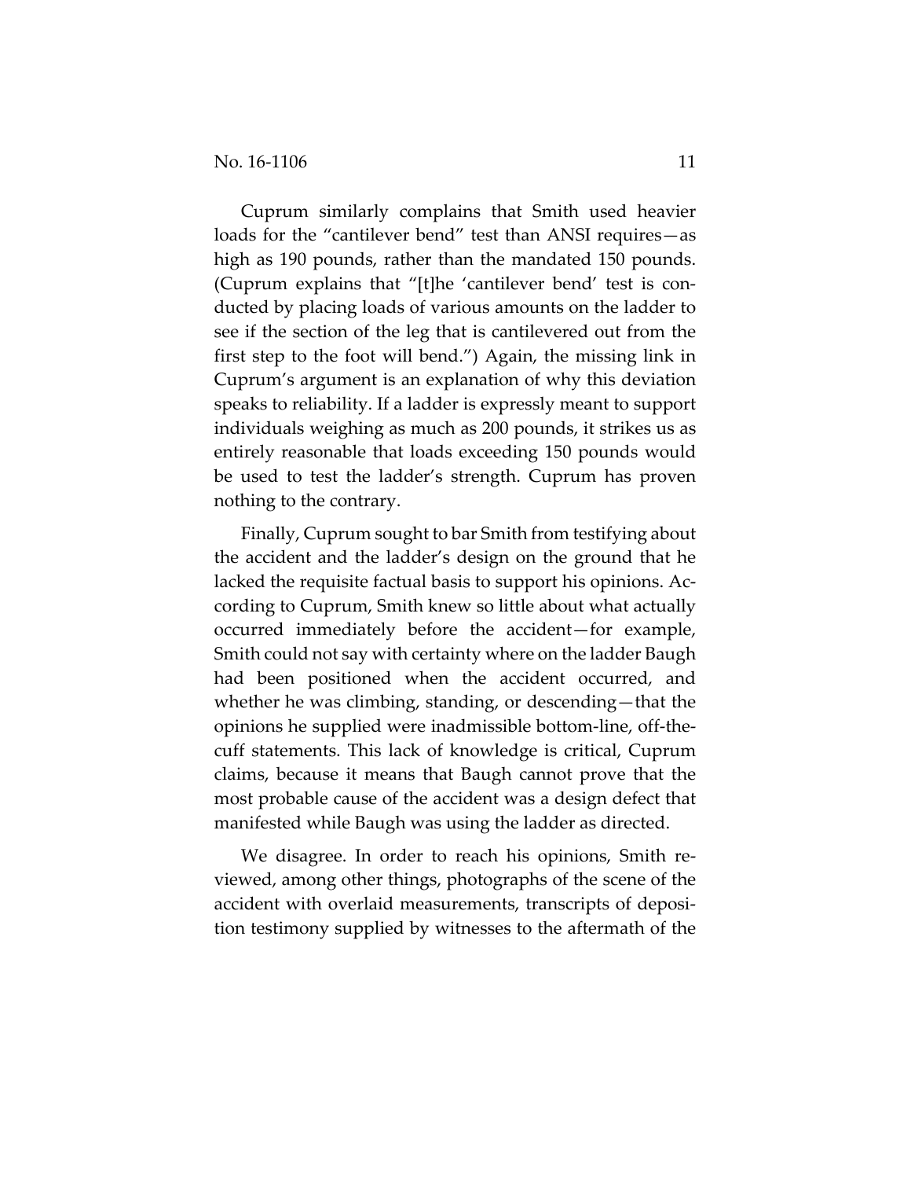Cuprum similarly complains that Smith used heavier loads for the "cantilever bend" test than ANSI requires—as high as 190 pounds, rather than the mandated 150 pounds. (Cuprum explains that "[t]he 'cantilever bend' test is conducted by placing loads of various amounts on the ladder to see if the section of the leg that is cantilevered out from the first step to the foot will bend.") Again, the missing link in Cuprum's argument is an explanation of why this deviation speaks to reliability. If a ladder is expressly meant to support individuals weighing as much as 200 pounds, it strikes us as entirely reasonable that loads exceeding 150 pounds would be used to test the ladder's strength. Cuprum has proven nothing to the contrary.

Finally, Cuprum sought to bar Smith from testifying about the accident and the ladder's design on the ground that he lacked the requisite factual basis to support his opinions. According to Cuprum, Smith knew so little about what actually occurred immediately before the accident—for example, Smith could not say with certainty where on the ladder Baugh had been positioned when the accident occurred, and whether he was climbing, standing, or descending—that the opinions he supplied were inadmissible bottom-line, off-the-cuff statements. This lack of knowledge is critical, Cuprum claims, because it means that Baugh cannot prove that the most probable cause of the accident was a design defect that manifested while Baugh was using the ladder as directed.

We disagree. In order to reach his opinions, Smith reviewed, among other things, photographs of the scene of the accident with overlaid measurements, transcripts of deposition testimony supplied by witnesses to the aftermath of the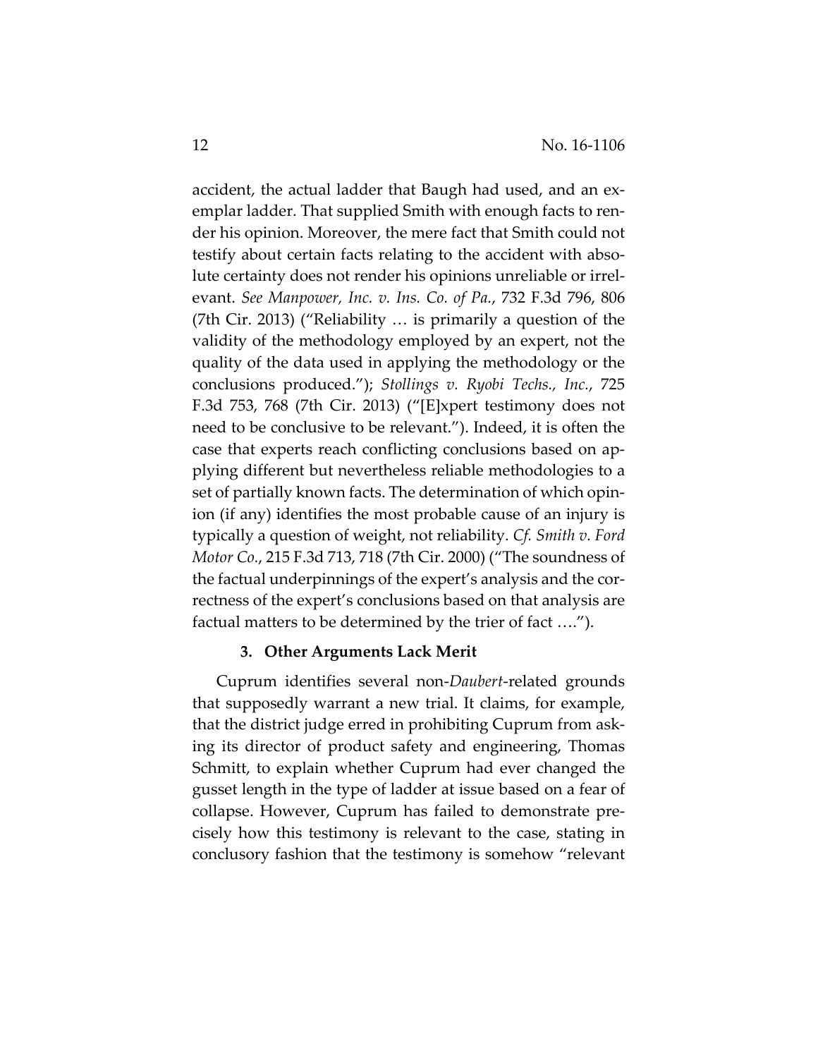accident, the actual ladder that Baugh had used, and an exemplar ladder. That supplied Smith with enough facts to render his opinion. Moreover, the mere fact that Smith could not testify about certain facts relating to the accident with absolute certainty does not render his opinions unreliable or irrelevant. *See Manpower, Inc. v. Ins. Co. of Pa.*, 732 F.3d 796, 806 (7th Cir. 2013) ("Reliability … is primarily a question of the validity of the methodology employed by an expert, not the quality of the data used in applying the methodology or the conclusions produced."); *Stollings v. Ryobi Techs., Inc.*, 725 F.3d 753, 768 (7th Cir. 2013) ("[E]xpert testimony does not need to be conclusive to be relevant."). Indeed, it is often the case that experts reach conflicting conclusions based on applying different but nevertheless reliable methodologies to a set of partially known facts. The determination of which opinion (if any) identifies the most probable cause of an injury is typically a question of weight, not reliability. *Cf. Smith v. Ford Motor Co.*, 215 F.3d 713, 718 (7th Cir. 2000) ("The soundness of the factual underpinnings of the expert's analysis and the correctness of the expert's conclusions based on that analysis are factual matters to be determined by the trier of fact ….").

### 3. Other Arguments Lack Merit

Cuprum identifies several non-*Daubert*-related grounds that supposedly warrant a new trial. It claims, for example, that the district judge erred in prohibiting Cuprum from asking its director of product safety and engineering, Thomas Schmitt, to explain whether Cuprum had ever changed the gusset length in the type of ladder at issue based on a fear of collapse. However, Cuprum has failed to demonstrate precisely how this testimony is relevant to the case, stating in conclusory fashion that the testimony is somehow "relevant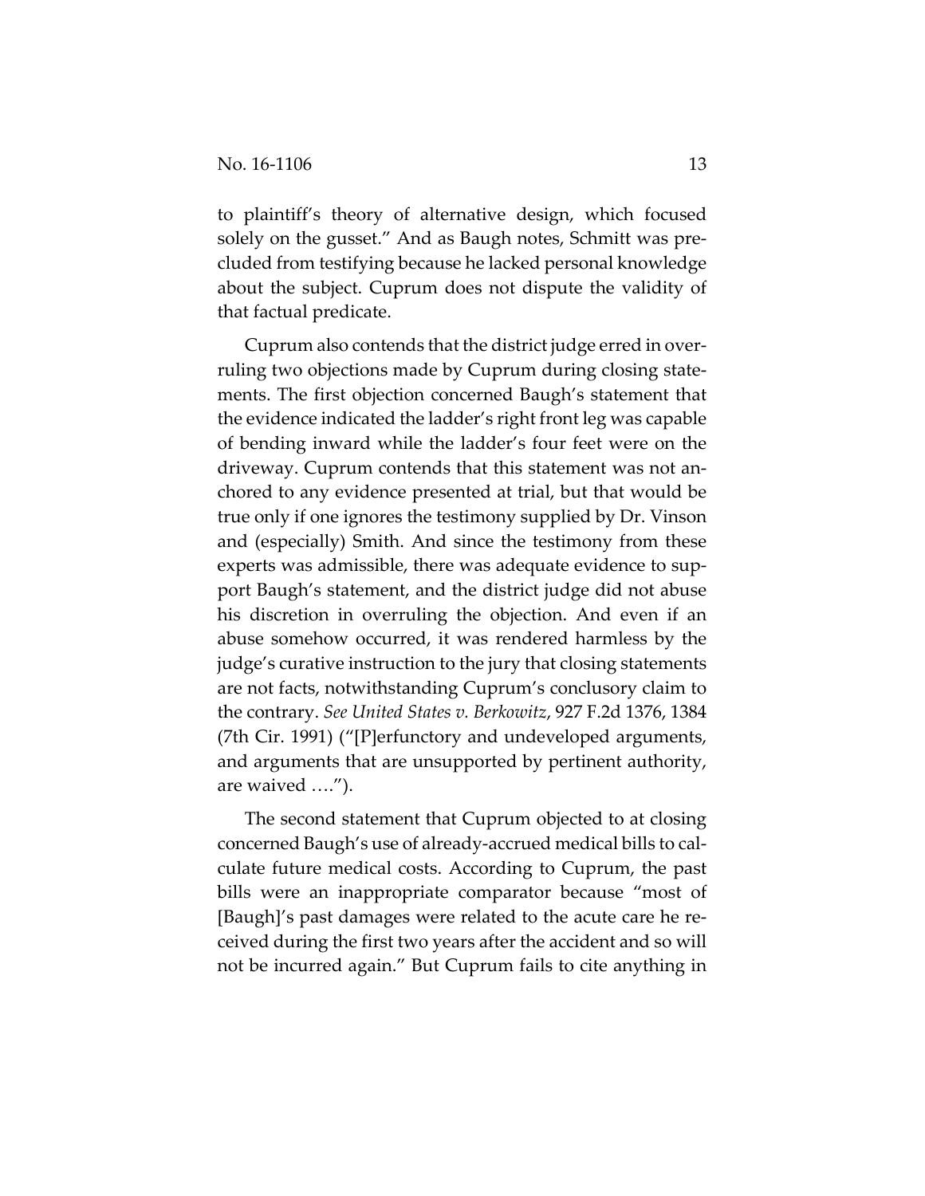to plaintiff's theory of alternative design, which focused solely on the gusset." And as Baugh notes, Schmitt was precluded from testifying because he lacked personal knowledge about the subject. Cuprum does not dispute the validity of that factual predicate.

Cuprum also contends that the district judge erred in overruling two objections made by Cuprum during closing statements. The first objection concerned Baugh's statement that the evidence indicated the ladder's right front leg was capable of bending inward while the ladder's four feet were on the driveway. Cuprum contends that this statement was not anchored to any evidence presented at trial, but that would be true only if one ignores the testimony supplied by Dr. Vinson and (especially) Smith. And since the testimony from these experts was admissible, there was adequate evidence to support Baugh's statement, and the district judge did not abuse his discretion in overruling the objection. And even if an abuse somehow occurred, it was rendered harmless by the judge's curative instruction to the jury that closing statements are not facts, notwithstanding Cuprum's conclusory claim to the contrary. *See United States v. Berkowitz*, 927 F.2d 1376, 1384 (7th Cir. 1991) ("[P]erfunctory and undeveloped arguments, and arguments that are unsupported by pertinent authority, are waived ….").

The second statement that Cuprum objected to at closing concerned Baugh's use of already-accrued medical bills to calculate future medical costs. According to Cuprum, the past bills were an inappropriate comparator because "most of [Baugh]'s past damages were related to the acute care he received during the first two years after the accident and so will not be incurred again." But Cuprum fails to cite anything in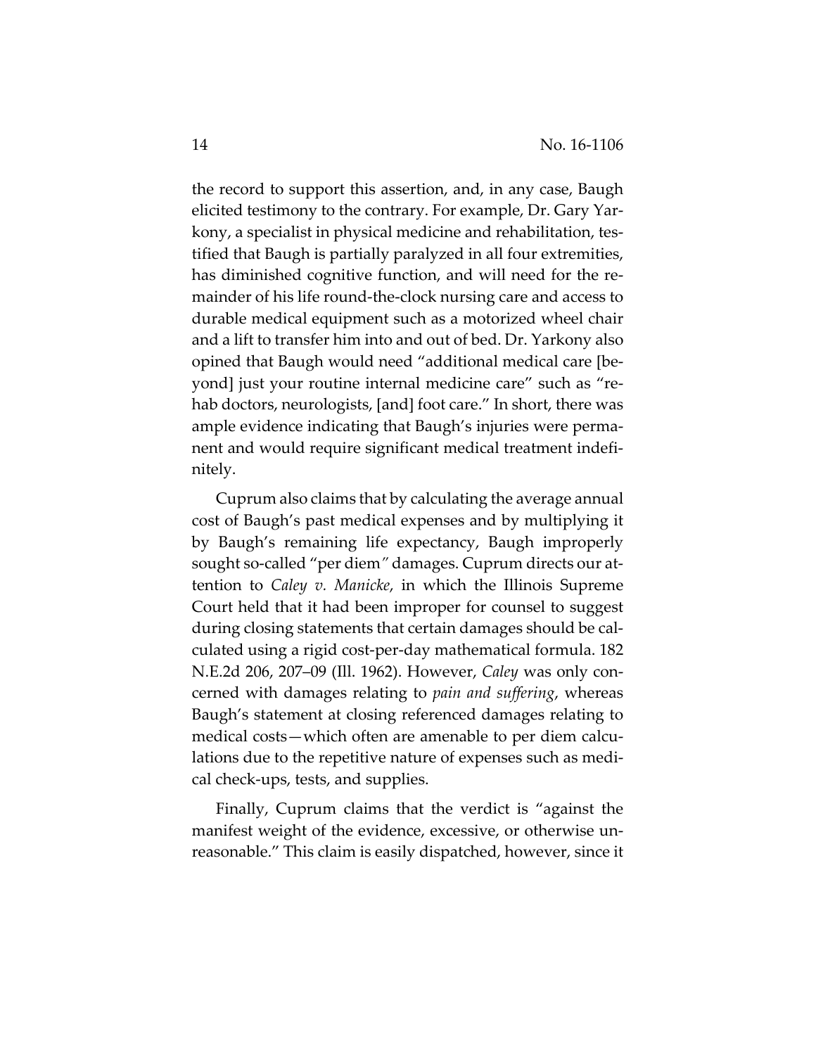the record to support this assertion, and, in any case, Baugh elicited testimony to the contrary. For example, Dr. Gary Yarkony, a specialist in physical medicine and rehabilitation, testified that Baugh is partially paralyzed in all four extremities, has diminished cognitive function, and will need for the remainder of his life round-the-clock nursing care and access to durable medical equipment such as a motorized wheel chair and a lift to transfer him into and out of bed. Dr. Yarkony also opined that Baugh would need "additional medical care [beyond] just your routine internal medicine care" such as "rehab doctors, neurologists, [and] foot care." In short, there was ample evidence indicating that Baugh's injuries were permanent and would require significant medical treatment indefinitely.

Cuprum also claims that by calculating the average annual cost of Baugh's past medical expenses and by multiplying it by Baugh's remaining life expectancy, Baugh improperly sought so-called "per diem" damages. Cuprum directs our attention to *Caley v. Manicke*, in which the Illinois Supreme Court held that it had been improper for counsel to suggest during closing statements that certain damages should be calculated using a rigid cost-per-day mathematical formula. 182 N.E.2d 206, 207–09 (Ill. 1962). However, *Caley* was only concerned with damages relating to *pain and suffering*, whereas Baugh's statement at closing referenced damages relating to medical costs—which often are amenable to per diem calculations due to the repetitive nature of expenses such as medical check-ups, tests, and supplies.

Finally, Cuprum claims that the verdict is "against the manifest weight of the evidence, excessive, or otherwise unreasonable." This claim is easily dispatched, however, since it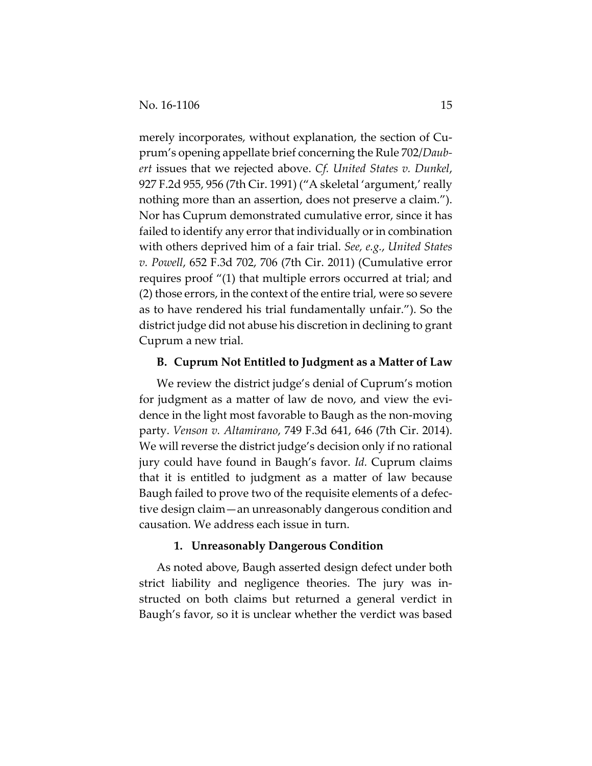merely incorporates, without explanation, the section of Cuprum's opening appellate brief concerning the Rule 702/*Daubert* issues that we rejected above. *Cf. United States v. Dunkel*, 927 F.2d 955, 956 (7th Cir. 1991) ("A skeletal 'argument,' really nothing more than an assertion, does not preserve a claim."). Nor has Cuprum demonstrated cumulative error, since it has failed to identify any error that individually or in combination with others deprived him of a fair trial. *See, e.g.*, *United States v. Powell*, 652 F.3d 702, 706 (7th Cir. 2011) (Cumulative error requires proof "(1) that multiple errors occurred at trial; and (2) those errors, in the context of the entire trial, were so severe as to have rendered his trial fundamentally unfair."). So the district judge did not abuse his discretion in declining to grant Cuprum a new trial.

### B. Cuprum Not Entitled to Judgment as a Matter of Law

We review the district judge's denial of Cuprum's motion for judgment as a matter of law de novo, and view the evidence in the light most favorable to Baugh as the non-moving party. *Venson v. Altamirano*, 749 F.3d 641, 646 (7th Cir. 2014). We will reverse the district judge's decision only if no rational jury could have found in Baugh's favor. *Id.* Cuprum claims that it is entitled to judgment as a matter of law because Baugh failed to prove two of the requisite elements of a defective design claim—an unreasonably dangerous condition and causation. We address each issue in turn.

#### 1. Unreasonably Dangerous Condition

As noted above, Baugh asserted design defect under both strict liability and negligence theories. The jury was instructed on both claims but returned a general verdict in Baugh's favor, so it is unclear whether the verdict was based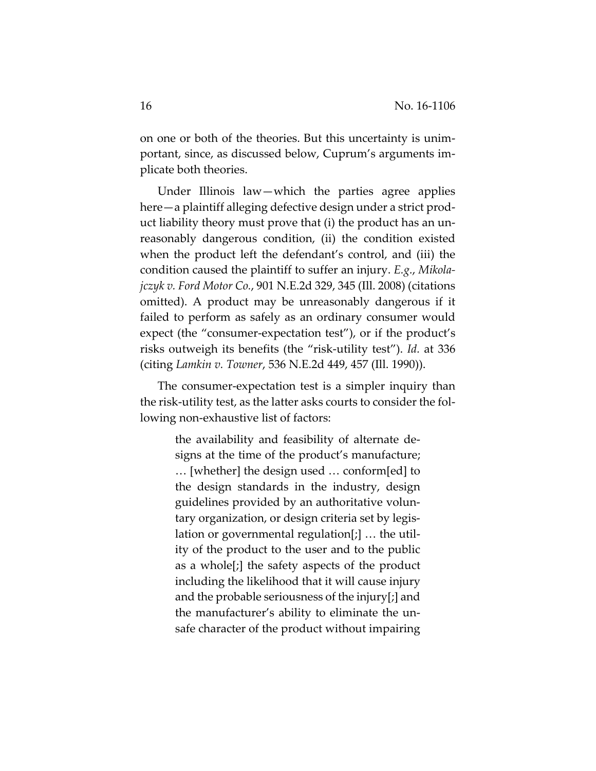on one or both of the theories. But this uncertainty is unimportant, since, as discussed below, Cuprum's arguments implicate both theories.

Under Illinois law—which the parties agree applies here—a plaintiff alleging defective design under a strict product liability theory must prove that (i) the product has an unreasonably dangerous condition, (ii) the condition existed when the product left the defendant's control, and (iii) the condition caused the plaintiff to suffer an injury. *E.g.*, *Mikolajczyk v. Ford Motor Co.*, 901 N.E.2d 329, 345 (Ill. 2008) (citations omitted). A product may be unreasonably dangerous if it failed to perform as safely as an ordinary consumer would expect (the "consumer-expectation test"), or if the product's risks outweigh its benefits (the "risk-utility test"). *Id.* at 336 (citing *Lamkin v. Towner*, 536 N.E.2d 449, 457 (Ill. 1990)).

The consumer-expectation test is a simpler inquiry than the risk-utility test, as the latter asks courts to consider the following non-exhaustive list of factors:

> the availability and feasibility of alternate designs at the time of the product's manufacture; … [whether] the design used … conform[ed] to the design standards in the industry, design guidelines provided by an authoritative voluntary organization, or design criteria set by legislation or governmental regulation[;] … the utility of the product to the user and to the public as a whole[;] the safety aspects of the product including the likelihood that it will cause injury and the probable seriousness of the injury[;] and the manufacturer's ability to eliminate the unsafe character of the product without impairing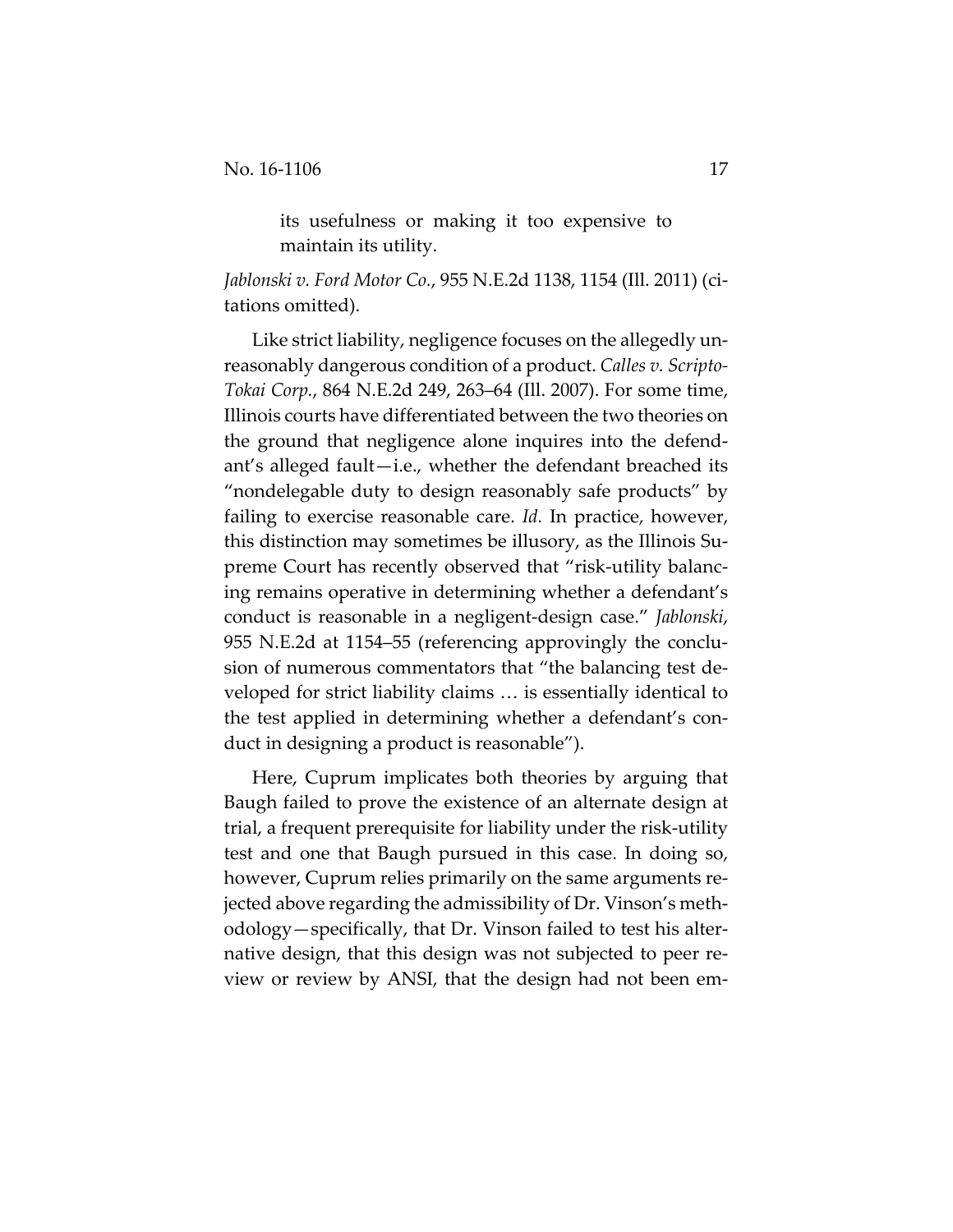> its usefulness or making it too expensive to maintain its utility.

*Jablonski v. Ford Motor Co.*, 955 N.E.2d 1138, 1154 (Ill. 2011) (citations omitted).

Like strict liability, negligence focuses on the allegedly unreasonably dangerous condition of a product. *Calles v. Scripto-Tokai Corp.*, 864 N.E.2d 249, 263–64 (Ill. 2007). For some time, Illinois courts have differentiated between the two theories on the ground that negligence alone inquires into the defendant's alleged fault—i.e., whether the defendant breached its "nondelegable duty to design reasonably safe products" by failing to exercise reasonable care. *Id.* In practice, however, this distinction may sometimes be illusory, as the Illinois Supreme Court has recently observed that "risk-utility balancing remains operative in determining whether a defendant's conduct is reasonable in a negligent-design case." *Jablonski*, 955 N.E.2d at 1154–55 (referencing approvingly the conclusion of numerous commentators that "the balancing test developed for strict liability claims … is essentially identical to the test applied in determining whether a defendant's conduct in designing a product is reasonable").

Here, Cuprum implicates both theories by arguing that Baugh failed to prove the existence of an alternate design at trial, a frequent prerequisite for liability under the risk-utility test and one that Baugh pursued in this case. In doing so, however, Cuprum relies primarily on the same arguments rejected above regarding the admissibility of Dr. Vinson's methodology—specifically, that Dr. Vinson failed to test his alternative design, that this design was not subjected to peer review or review by ANSI, that the design had not been em-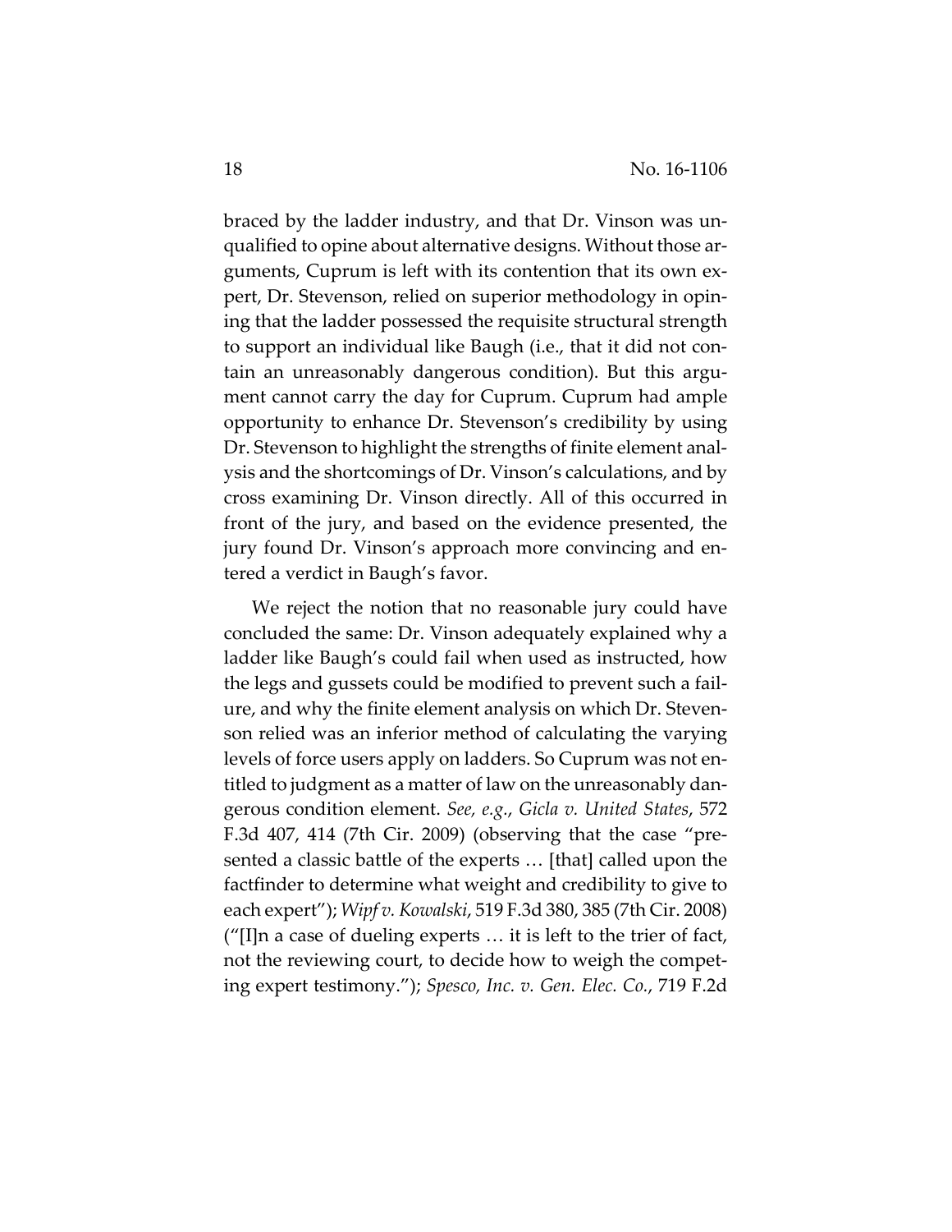braced by the ladder industry, and that Dr. Vinson was unqualified to opine about alternative designs. Without those arguments, Cuprum is left with its contention that its own expert, Dr. Stevenson, relied on superior methodology in opining that the ladder possessed the requisite structural strength to support an individual like Baugh (i.e., that it did not contain an unreasonably dangerous condition). But this argument cannot carry the day for Cuprum. Cuprum had ample opportunity to enhance Dr. Stevenson's credibility by using Dr. Stevenson to highlight the strengths of finite element analysis and the shortcomings of Dr. Vinson's calculations, and by cross examining Dr. Vinson directly. All of this occurred in front of the jury, and based on the evidence presented, the jury found Dr. Vinson's approach more convincing and entered a verdict in Baugh's favor.

We reject the notion that no reasonable jury could have concluded the same: Dr. Vinson adequately explained why a ladder like Baugh's could fail when used as instructed, how the legs and gussets could be modified to prevent such a failure, and why the finite element analysis on which Dr. Stevenson relied was an inferior method of calculating the varying levels of force users apply on ladders. So Cuprum was not entitled to judgment as a matter of law on the unreasonably dangerous condition element. *See, e.g.*, *Gicla v. United States*, 572 F.3d 407, 414 (7th Cir. 2009) (observing that the case "presented a classic battle of the experts … [that] called upon the factfinder to determine what weight and credibility to give to each expert"); *Wipf v. Kowalski*, 519 F.3d 380, 385 (7th Cir. 2008) ("[I]n a case of dueling experts … it is left to the trier of fact, not the reviewing court, to decide how to weigh the competing expert testimony."); *Spesco, Inc. v. Gen. Elec. Co.*, 719 F.2d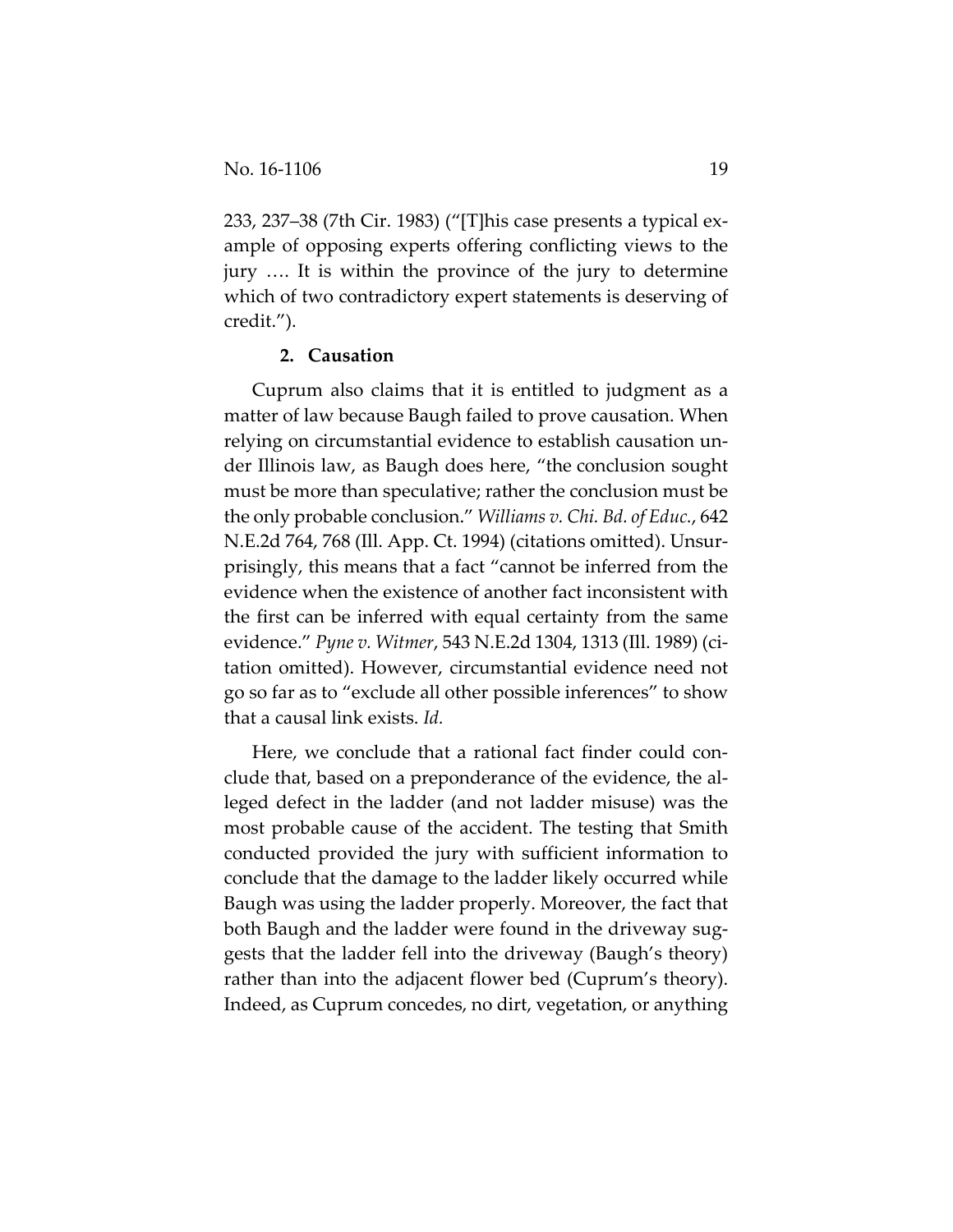233, 237–38 (7th Cir. 1983) ("[T]his case presents a typical example of opposing experts offering conflicting views to the jury …. It is within the province of the jury to determine which of two contradictory expert statements is deserving of credit.").

### 2. Causation

Cuprum also claims that it is entitled to judgment as a matter of law because Baugh failed to prove causation. When relying on circumstantial evidence to establish causation under Illinois law, as Baugh does here, "the conclusion sought must be more than speculative; rather the conclusion must be the only probable conclusion." *Williams v. Chi. Bd. of Educ.*, 642 N.E.2d 764, 768 (Ill. App. Ct. 1994) (citations omitted). Unsurprisingly, this means that a fact "cannot be inferred from the evidence when the existence of another fact inconsistent with the first can be inferred with equal certainty from the same evidence." *Pyne v. Witmer*, 543 N.E.2d 1304, 1313 (Ill. 1989) (citation omitted). However, circumstantial evidence need not go so far as to "exclude all other possible inferences" to show that a causal link exists. *Id.*

Here, we conclude that a rational fact finder could conclude that, based on a preponderance of the evidence, the alleged defect in the ladder (and not ladder misuse) was the most probable cause of the accident. The testing that Smith conducted provided the jury with sufficient information to conclude that the damage to the ladder likely occurred while Baugh was using the ladder properly. Moreover, the fact that both Baugh and the ladder were found in the driveway suggests that the ladder fell into the driveway (Baugh's theory) rather than into the adjacent flower bed (Cuprum's theory). Indeed, as Cuprum concedes, no dirt, vegetation, or anything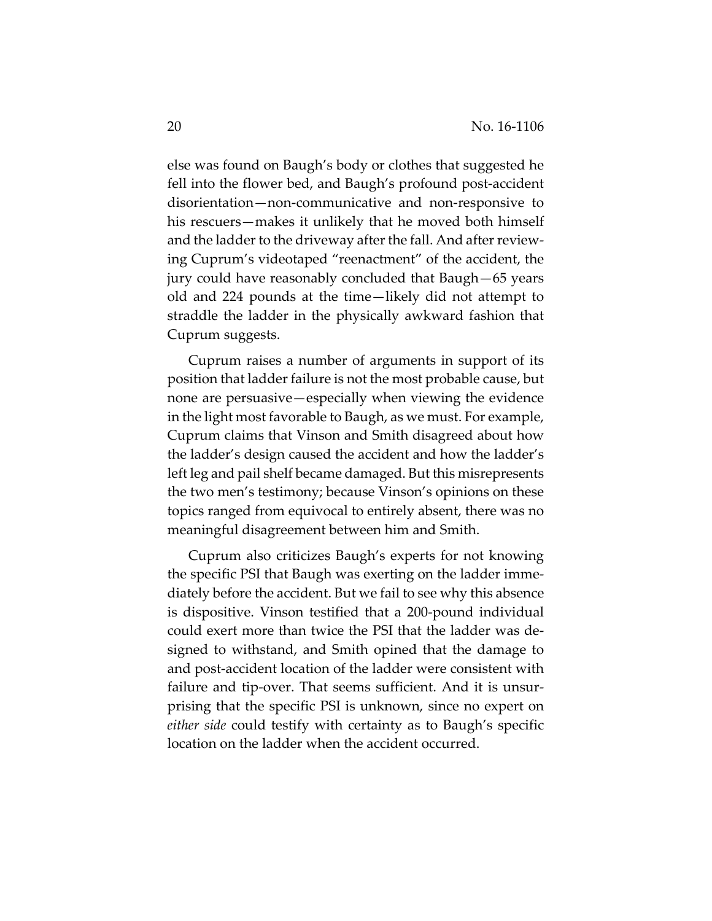else was found on Baugh's body or clothes that suggested he fell into the flower bed, and Baugh's profound post-accident disorientation—non-communicative and non-responsive to his rescuers—makes it unlikely that he moved both himself and the ladder to the driveway after the fall. And after reviewing Cuprum's videotaped "reenactment" of the accident, the jury could have reasonably concluded that Baugh—65 years old and 224 pounds at the time—likely did not attempt to straddle the ladder in the physically awkward fashion that Cuprum suggests.

Cuprum raises a number of arguments in support of its position that ladder failure is not the most probable cause, but none are persuasive—especially when viewing the evidence in the light most favorable to Baugh, as we must. For example, Cuprum claims that Vinson and Smith disagreed about how the ladder's design caused the accident and how the ladder's left leg and pail shelf became damaged. But this misrepresents the two men's testimony; because Vinson's opinions on these topics ranged from equivocal to entirely absent, there was no meaningful disagreement between him and Smith.

Cuprum also criticizes Baugh's experts for not knowing the specific PSI that Baugh was exerting on the ladder immediately before the accident. But we fail to see why this absence is dispositive. Vinson testified that a 200-pound individual could exert more than twice the PSI that the ladder was designed to withstand, and Smith opined that the damage to and post-accident location of the ladder were consistent with failure and tip-over. That seems sufficient. And it is unsurprising that the specific PSI is unknown, since no expert on *either side* could testify with certainty as to Baugh's specific location on the ladder when the accident occurred.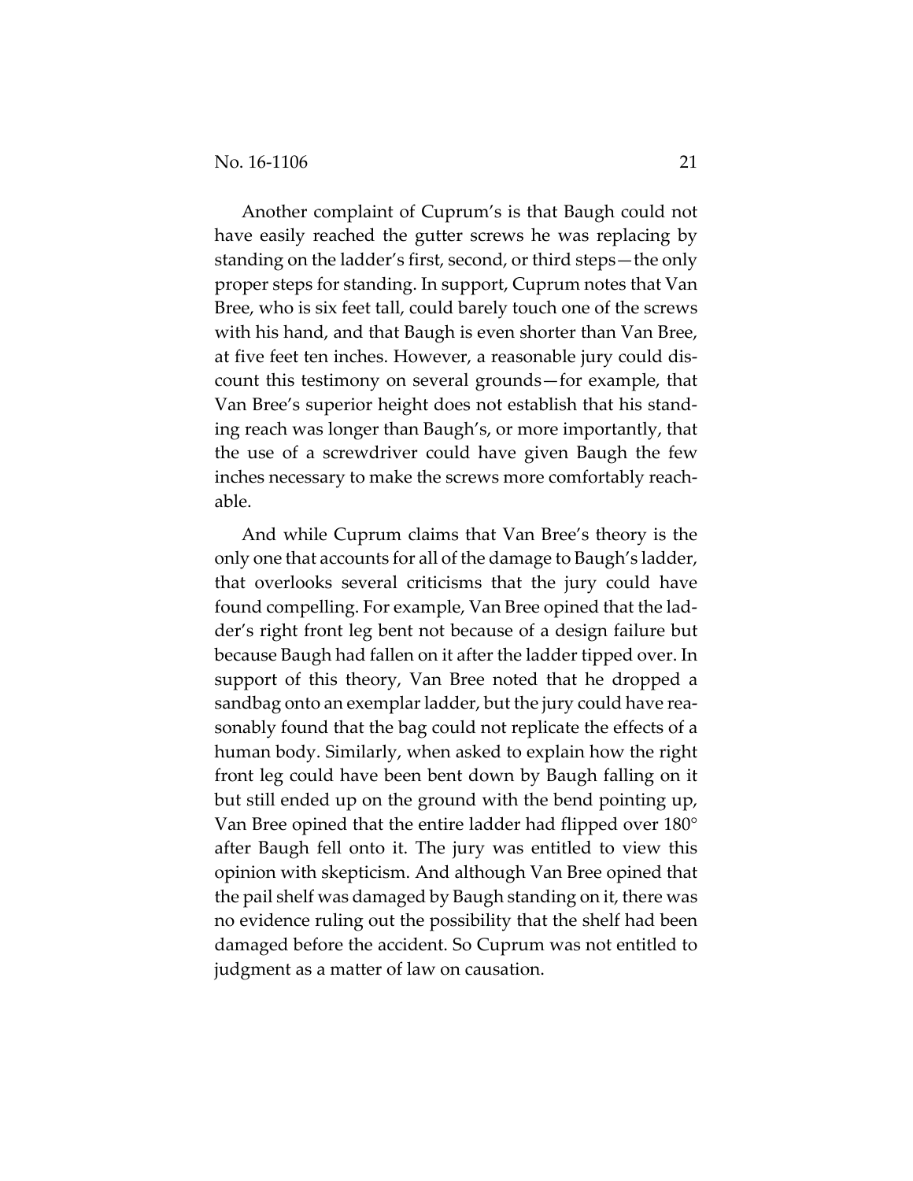Another complaint of Cuprum's is that Baugh could not have easily reached the gutter screws he was replacing by standing on the ladder's first, second, or third steps—the only proper steps for standing. In support, Cuprum notes that Van Bree, who is six feet tall, could barely touch one of the screws with his hand, and that Baugh is even shorter than Van Bree, at five feet ten inches. However, a reasonable jury could discount this testimony on several grounds—for example, that Van Bree's superior height does not establish that his standing reach was longer than Baugh's, or more importantly, that the use of a screwdriver could have given Baugh the few inches necessary to make the screws more comfortably reachable.

And while Cuprum claims that Van Bree's theory is the only one that accounts for all of the damage to Baugh's ladder, that overlooks several criticisms that the jury could have found compelling. For example, Van Bree opined that the ladder's right front leg bent not because of a design failure but because Baugh had fallen on it after the ladder tipped over. In support of this theory, Van Bree noted that he dropped a sandbag onto an exemplar ladder, but the jury could have reasonably found that the bag could not replicate the effects of a human body. Similarly, when asked to explain how the right front leg could have been bent down by Baugh falling on it but still ended up on the ground with the bend pointing up, Van Bree opined that the entire ladder had flipped over 180° after Baugh fell onto it. The jury was entitled to view this opinion with skepticism. And although Van Bree opined that the pail shelf was damaged by Baugh standing on it, there was no evidence ruling out the possibility that the shelf had been damaged before the accident. So Cuprum was not entitled to judgment as a matter of law on causation.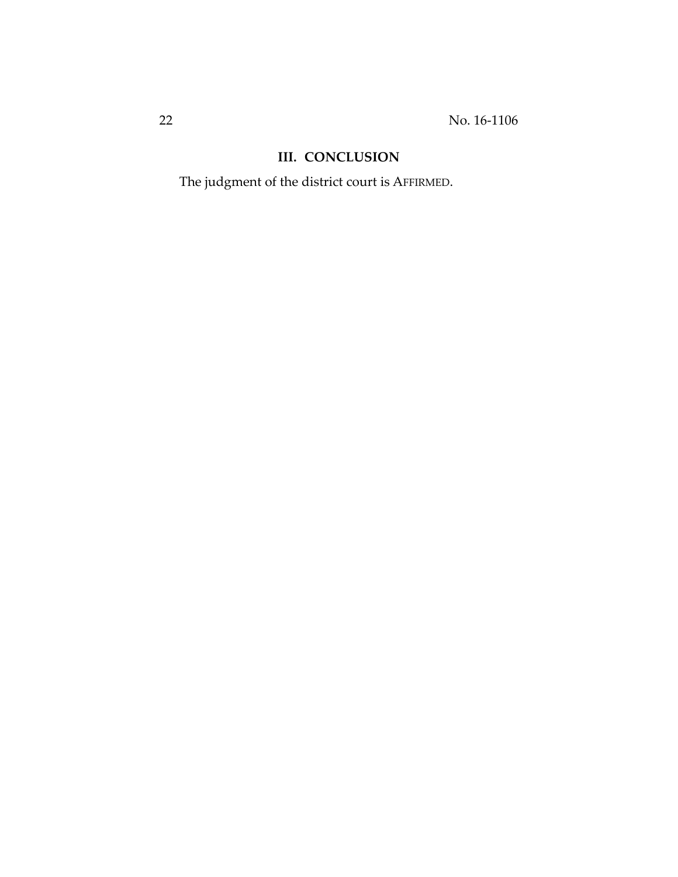## III. CONCLUSION

The judgment of the district court is AFFIRMED.